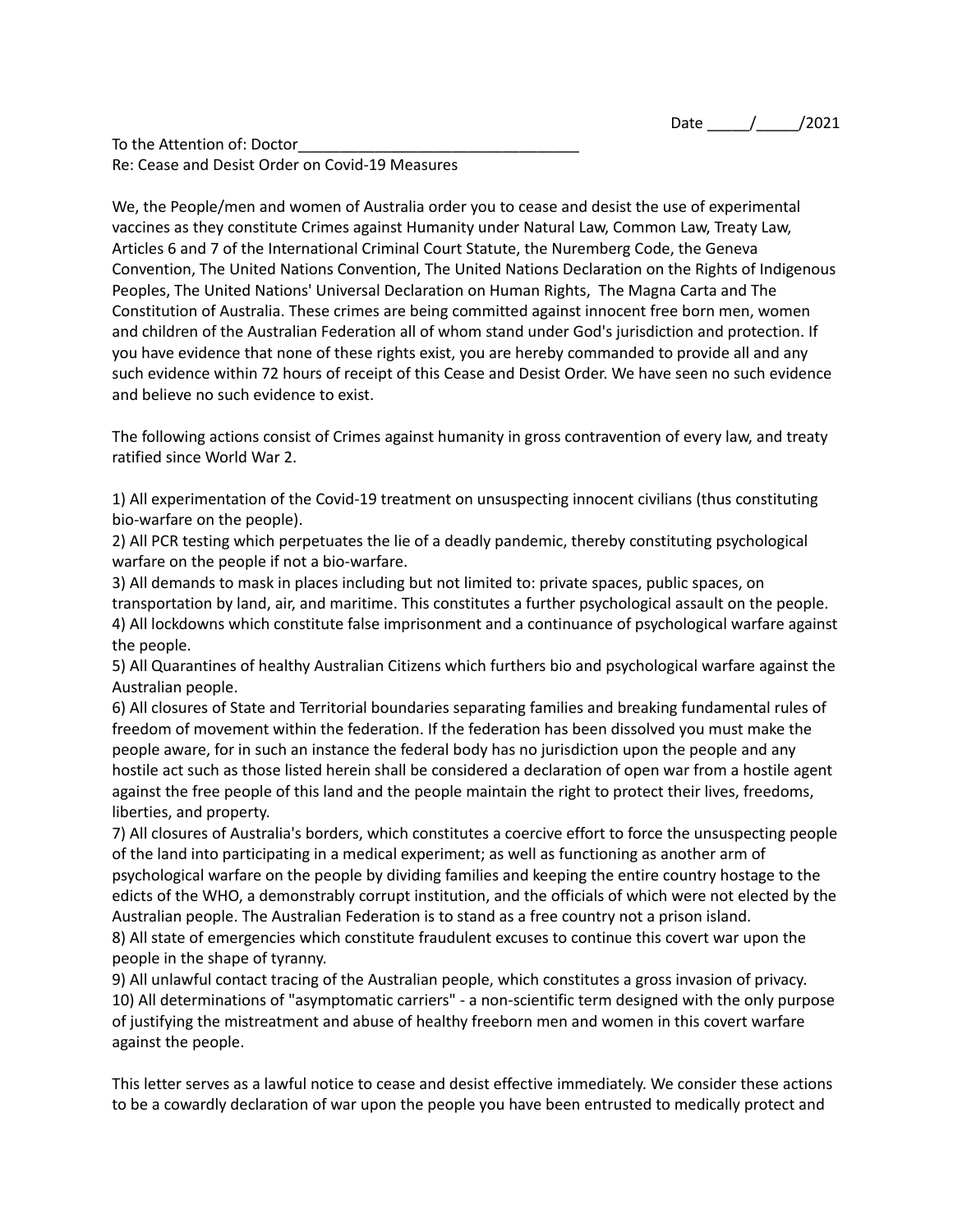Date _____/_____/2021

To the Attention of: Doctor_________________________________

Re: Cease and Desist Order on Covid-19 Measures

We, the People/men and women of Australia order you to cease and desist the use of experimental vaccines as they constitute Crimes against Humanity under Natural Law, Common Law, Treaty Law, Articles 6 and 7 of the International Criminal Court Statute, the Nuremberg Code, the Geneva Convention, The United Nations Convention, The United Nations Declaration on the Rights of Indigenous Peoples, The United Nations' Universal Declaration on Human Rights, The Magna Carta and The Constitution of Australia. These crimes are being committed against innocent free born men, women and children of the Australian Federation all of whom stand under God's jurisdiction and protection. If you have evidence that none of these rights exist, you are hereby commanded to provide all and any such evidence within 72 hours of receipt of this Cease and Desist Order. We have seen no such evidence and believe no such evidence to exist.

The following actions consist of Crimes against humanity in gross contravention of every law, and treaty ratified since World War 2.

1) All experimentation of the Covid-19 treatment on unsuspecting innocent civilians (thus constituting bio-warfare on the people).
2) All PCR testing which perpetuates the lie of a deadly pandemic, thereby constituting psychological warfare on the people if not a bio-warfare.
3) All demands to mask in places including but not limited to: private spaces, public spaces, on transportation by land, air, and maritime. This constitutes a further psychological assault on the people.
4) All lockdowns which constitute false imprisonment and a continuance of psychological warfare against the people.
5) All Quarantines of healthy Australian Citizens which furthers bio and psychological warfare against the Australian people.
6) All closures of State and Territorial boundaries separating families and breaking fundamental rules of freedom of movement within the federation. If the federation has been dissolved you must make the people aware, for in such an instance the federal body has no jurisdiction upon the people and any hostile act such as those listed herein shall be considered a declaration of open war from a hostile agent against the free people of this land and the people maintain the right to protect their lives, freedoms, liberties, and property.
7) All closures of Australia's borders, which constitutes a coercive effort to force the unsuspecting people of the land into participating in a medical experiment; as well as functioning as another arm of psychological warfare on the people by dividing families and keeping the entire country hostage to the edicts of the WHO, a demonstrably corrupt institution, and the officials of which were not elected by the Australian people. The Australian Federation is to stand as a free country not a prison island.
8) All state of emergencies which constitute fraudulent excuses to continue this covert war upon the people in the shape of tyranny.
9) All unlawful contact tracing of the Australian people, which constitutes a gross invasion of privacy.
10) All determinations of "asymptomatic carriers" - a non-scientific term designed with the only purpose of justifying the mistreatment and abuse of healthy freeborn men and women in this covert warfare against the people.

This letter serves as a lawful notice to cease and desist effective immediately. We consider these actions to be a cowardly declaration of war upon the people you have been entrusted to medically protect and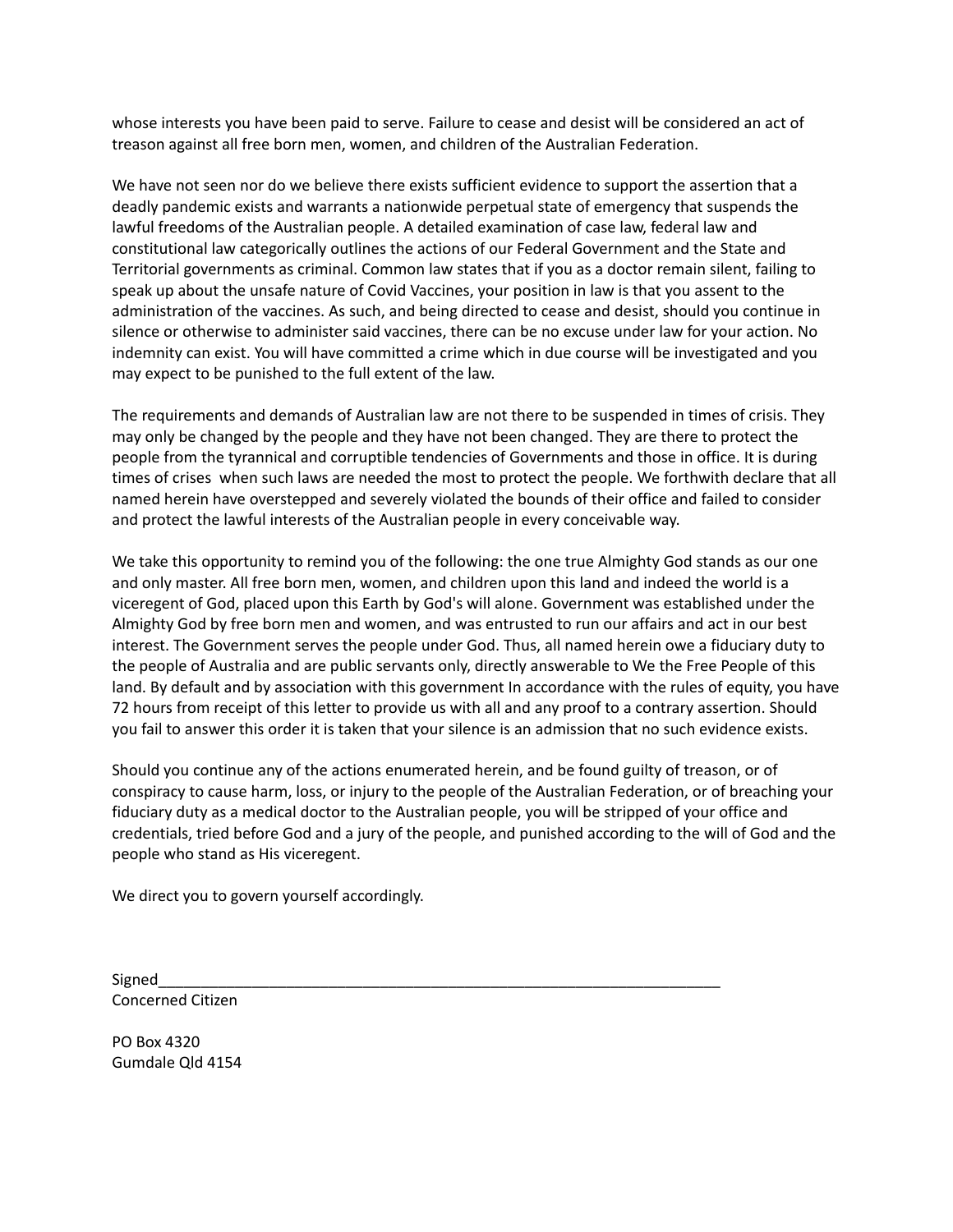whose interests you have been paid to serve. Failure to cease and desist will be considered an act of treason against all free born men, women, and children of the Australian Federation.

We have not seen nor do we believe there exists sufficient evidence to support the assertion that a deadly pandemic exists and warrants a nationwide perpetual state of emergency that suspends the lawful freedoms of the Australian people. A detailed examination of case law, federal law and constitutional law categorically outlines the actions of our Federal Government and the State and Territorial governments as criminal. Common law states that if you as a doctor remain silent, failing to speak up about the unsafe nature of Covid Vaccines, your position in law is that you assent to the administration of the vaccines. As such, and being directed to cease and desist, should you continue in silence or otherwise to administer said vaccines, there can be no excuse under law for your action. No indemnity can exist. You will have committed a crime which in due course will be investigated and you may expect to be punished to the full extent of the law.

The requirements and demands of Australian law are not there to be suspended in times of crisis. They may only be changed by the people and they have not been changed. They are there to protect the people from the tyrannical and corruptible tendencies of Governments and those in office. It is during times of crises  when such laws are needed the most to protect the people. We forthwith declare that all named herein have overstepped and severely violated the bounds of their office and failed to consider and protect the lawful interests of the Australian people in every conceivable way.

We take this opportunity to remind you of the following: the one true Almighty God stands as our one and only master. All free born men, women, and children upon this land and indeed the world is a viceregent of God, placed upon this Earth by God's will alone. Government was established under the Almighty God by free born men and women, and was entrusted to run our affairs and act in our best interest. The Government serves the people under God. Thus, all named herein owe a fiduciary duty to the people of Australia and are public servants only, directly answerable to We the Free People of this land. By default and by association with this government In accordance with the rules of equity, you have 72 hours from receipt of this letter to provide us with all and any proof to a contrary assertion. Should you fail to answer this order it is taken that your silence is an admission that no such evidence exists.

Should you continue any of the actions enumerated herein, and be found guilty of treason, or of conspiracy to cause harm, loss, or injury to the people of the Australian Federation, or of breaching your fiduciary duty as a medical doctor to the Australian people, you will be stripped of your office and credentials, tried before God and a jury of the people, and punished according to the will of God and the people who stand as His viceregent.

We direct you to govern yourself accordingly.

Signed_____________________________________________________________________
Concerned Citizen

PO Box 4320
Gumdale Qld 4154